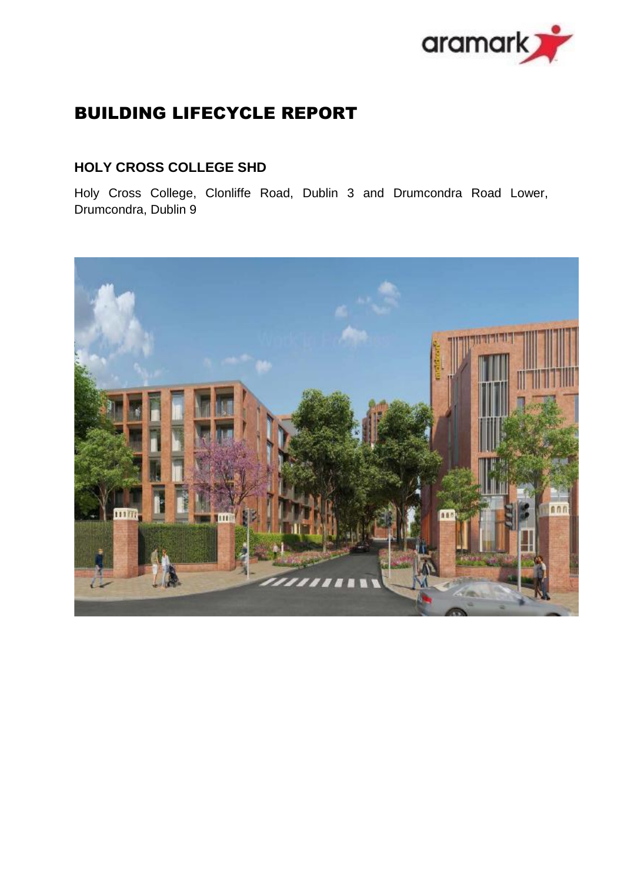# BUILDING LIFECYCLE REPORT

## HOLY CROSS COLLEGE SHD

Holy Cross College, Clonliffe Road, Dublin 3 and Drumcondra Road Lower, Drumcondra, Dublin 9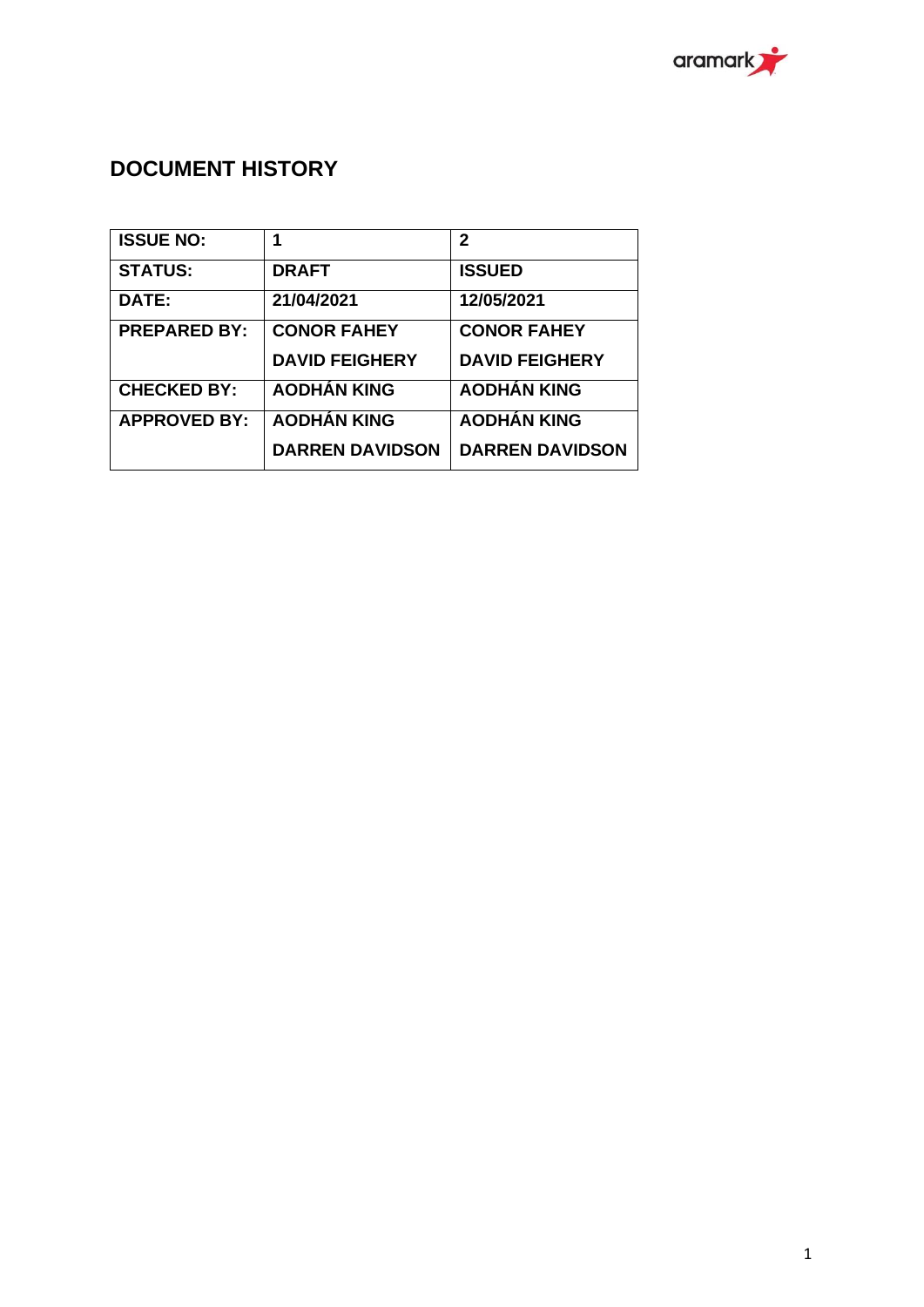## DOCUMENT HISTORY

| ISSUE NO: | 1 | 2 |
| --- | --- | --- |
| STATUS: | DRAFT | ISSUED |
| DATE: | 21/04/2021 | 12/05/2021 |
| PREPARED BY: | CONOR FAHEY<br>DAVID FEIGHERY | CONOR FAHEY<br>DAVID FEIGHERY |
| CHECKED BY: | AODHÁN KING | AODHÁN KING |
| APPROVED BY: | AODHÁN KING<br>DARREN DAVIDSON | AODHÁN KING<br>DARREN DAVIDSON |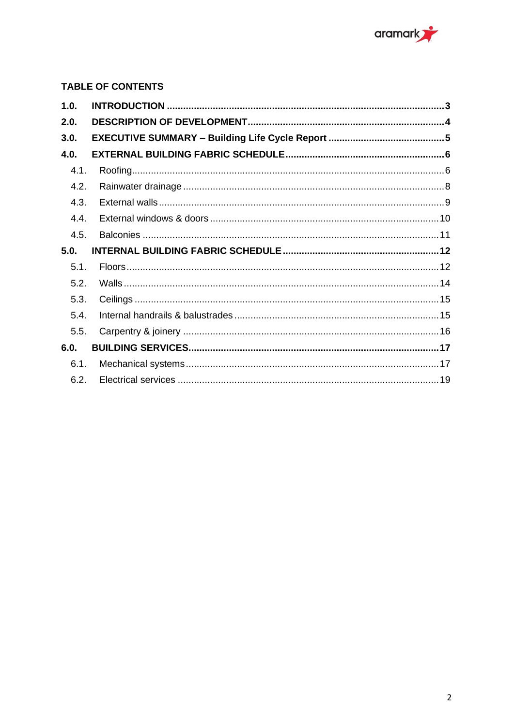**TABLE OF CONTENTS**

**1.0. INTRODUCTION** ..... **3**

**2.0. DESCRIPTION OF DEVELOPMENT** ..... **4**

**3.0. EXECUTIVE SUMMARY – Building Life Cycle Report** ..... **5**

**4.0. EXTERNAL BUILDING FABRIC SCHEDULE** ..... **6**

- 4.1. Roofing ..... 6
- 4.2. Rainwater drainage ..... 8
- 4.3. External walls ..... 9
- 4.4. External windows & doors ..... 10
- 4.5. Balconies ..... 11

**5.0. INTERNAL BUILDING FABRIC SCHEDULE** ..... **12**

- 5.1. Floors ..... 12
- 5.2. Walls ..... 14
- 5.3. Ceilings ..... 15
- 5.4. Internal handrails & balustrades ..... 15
- 5.5. Carpentry & joinery ..... 16

**6.0. BUILDING SERVICES** ..... **17**

- 6.1. Mechanical systems ..... 17
- 6.2. Electrical services ..... 19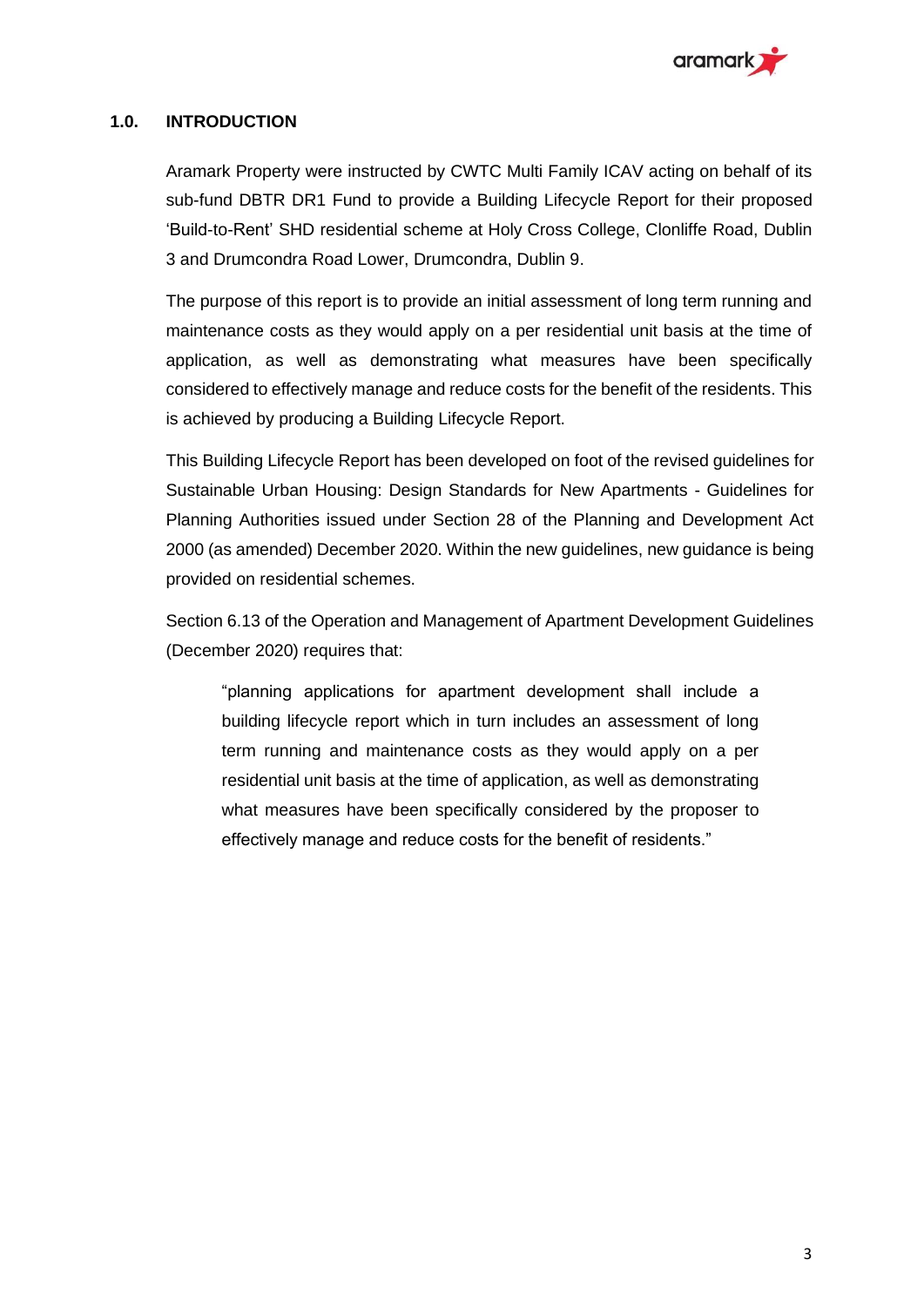## 1.0. INTRODUCTION

Aramark Property were instructed by CWTC Multi Family ICAV acting on behalf of its sub-fund DBTR DR1 Fund to provide a Building Lifecycle Report for their proposed 'Build-to-Rent' SHD residential scheme at Holy Cross College, Clonliffe Road, Dublin 3 and Drumcondra Road Lower, Drumcondra, Dublin 9.

The purpose of this report is to provide an initial assessment of long term running and maintenance costs as they would apply on a per residential unit basis at the time of application, as well as demonstrating what measures have been specifically considered to effectively manage and reduce costs for the benefit of the residents. This is achieved by producing a Building Lifecycle Report.

This Building Lifecycle Report has been developed on foot of the revised guidelines for Sustainable Urban Housing: Design Standards for New Apartments - Guidelines for Planning Authorities issued under Section 28 of the Planning and Development Act 2000 (as amended) December 2020. Within the new guidelines, new guidance is being provided on residential schemes.

Section 6.13 of the Operation and Management of Apartment Development Guidelines (December 2020) requires that:

> "planning applications for apartment development shall include a building lifecycle report which in turn includes an assessment of long term running and maintenance costs as they would apply on a per residential unit basis at the time of application, as well as demonstrating what measures have been specifically considered by the proposer to effectively manage and reduce costs for the benefit of residents."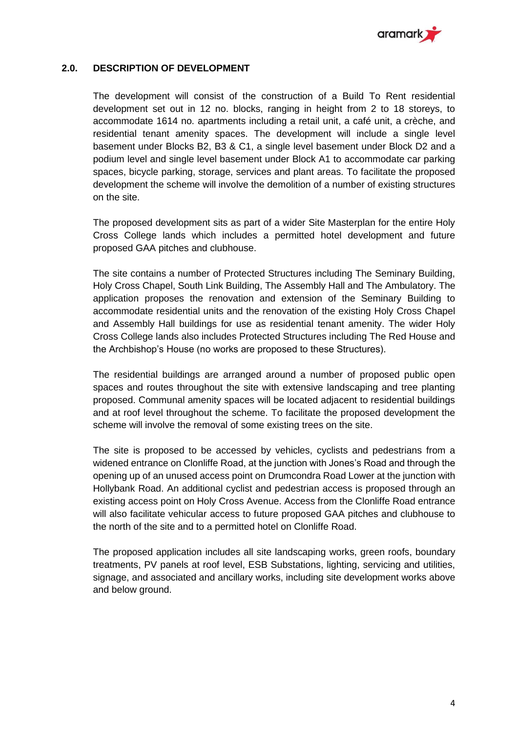## 2.0. DESCRIPTION OF DEVELOPMENT

The development will consist of the construction of a Build To Rent residential development set out in 12 no. blocks, ranging in height from 2 to 18 storeys, to accommodate 1614 no. apartments including a retail unit, a café unit, a crèche, and residential tenant amenity spaces. The development will include a single level basement under Blocks B2, B3 & C1, a single level basement under Block D2 and a podium level and single level basement under Block A1 to accommodate car parking spaces, bicycle parking, storage, services and plant areas. To facilitate the proposed development the scheme will involve the demolition of a number of existing structures on the site.

The proposed development sits as part of a wider Site Masterplan for the entire Holy Cross College lands which includes a permitted hotel development and future proposed GAA pitches and clubhouse.

The site contains a number of Protected Structures including The Seminary Building, Holy Cross Chapel, South Link Building, The Assembly Hall and The Ambulatory. The application proposes the renovation and extension of the Seminary Building to accommodate residential units and the renovation of the existing Holy Cross Chapel and Assembly Hall buildings for use as residential tenant amenity. The wider Holy Cross College lands also includes Protected Structures including The Red House and the Archbishop's House (no works are proposed to these Structures).

The residential buildings are arranged around a number of proposed public open spaces and routes throughout the site with extensive landscaping and tree planting proposed. Communal amenity spaces will be located adjacent to residential buildings and at roof level throughout the scheme. To facilitate the proposed development the scheme will involve the removal of some existing trees on the site.

The site is proposed to be accessed by vehicles, cyclists and pedestrians from a widened entrance on Clonliffe Road, at the junction with Jones's Road and through the opening up of an unused access point on Drumcondra Road Lower at the junction with Hollybank Road. An additional cyclist and pedestrian access is proposed through an existing access point on Holy Cross Avenue. Access from the Clonliffe Road entrance will also facilitate vehicular access to future proposed GAA pitches and clubhouse to the north of the site and to a permitted hotel on Clonliffe Road.

The proposed application includes all site landscaping works, green roofs, boundary treatments, PV panels at roof level, ESB Substations, lighting, servicing and utilities, signage, and associated and ancillary works, including site development works above and below ground.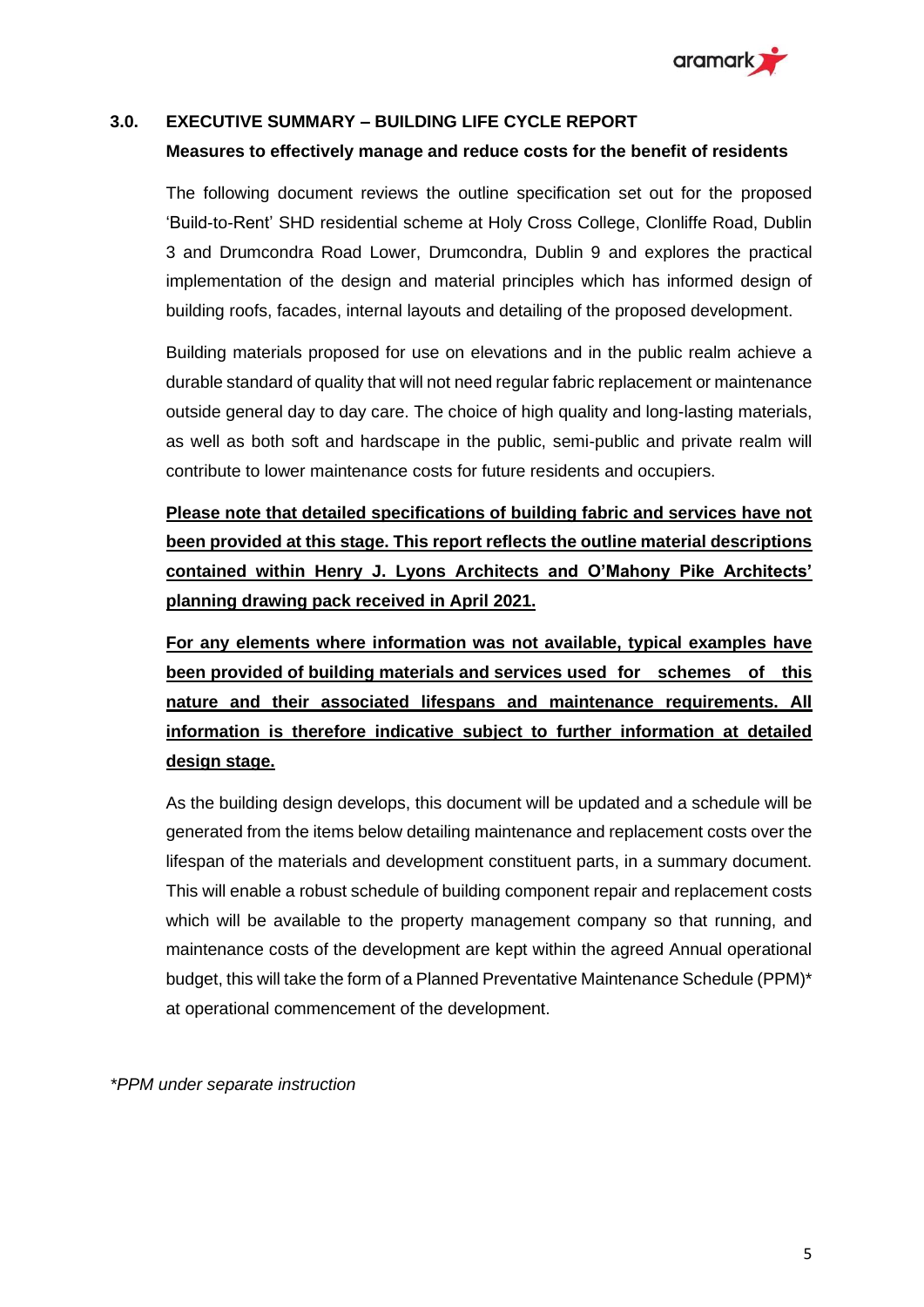## 3.0. EXECUTIVE SUMMARY – BUILDING LIFE CYCLE REPORT

**Measures to effectively manage and reduce costs for the benefit of residents**

The following document reviews the outline specification set out for the proposed 'Build-to-Rent' SHD residential scheme at Holy Cross College, Clonliffe Road, Dublin 3 and Drumcondra Road Lower, Drumcondra, Dublin 9 and explores the practical implementation of the design and material principles which has informed design of building roofs, facades, internal layouts and detailing of the proposed development.

Building materials proposed for use on elevations and in the public realm achieve a durable standard of quality that will not need regular fabric replacement or maintenance outside general day to day care. The choice of high quality and long-lasting materials, as well as both soft and hardscape in the public, semi-public and private realm will contribute to lower maintenance costs for future residents and occupiers.

**Please note that detailed specifications of building fabric and services have not been provided at this stage. This report reflects the outline material descriptions contained within Henry J. Lyons Architects and O'Mahony Pike Architects' planning drawing pack received in April 2021.**

**For any elements where information was not available, typical examples have been provided of building materials and services used for schemes of this nature and their associated lifespans and maintenance requirements. All information is therefore indicative subject to further information at detailed design stage.**

As the building design develops, this document will be updated and a schedule will be generated from the items below detailing maintenance and replacement costs over the lifespan of the materials and development constituent parts, in a summary document. This will enable a robust schedule of building component repair and replacement costs which will be available to the property management company so that running, and maintenance costs of the development are kept within the agreed Annual operational budget, this will take the form of a Planned Preventative Maintenance Schedule (PPM)* at operational commencement of the development.

*\*PPM under separate instruction*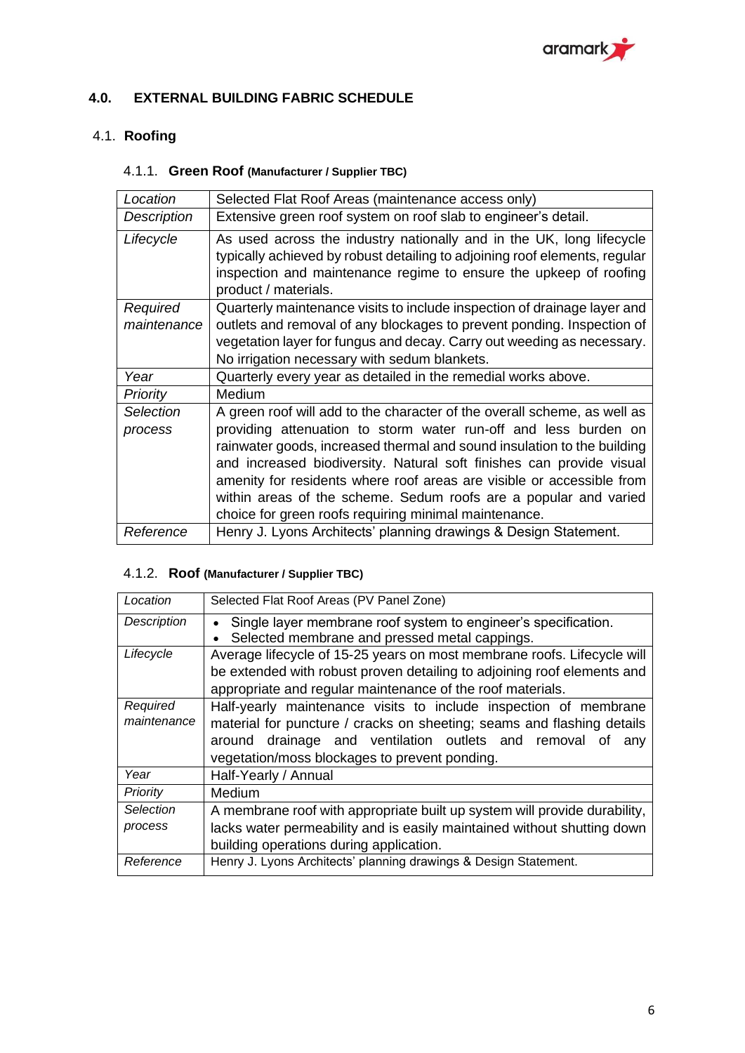## 4.0. EXTERNAL BUILDING FABRIC SCHEDULE

### 4.1. Roofing

#### 4.1.1. Green Roof (Manufacturer / Supplier TBC)

| | |
|---|---|
| *Location* | Selected Flat Roof Areas (maintenance access only) |
| *Description* | Extensive green roof system on roof slab to engineer's detail. |
| *Lifecycle* | As used across the industry nationally and in the UK, long lifecycle typically achieved by robust detailing to adjoining roof elements, regular inspection and maintenance regime to ensure the upkeep of roofing product / materials. |
| *Required maintenance* | Quarterly maintenance visits to include inspection of drainage layer and outlets and removal of any blockages to prevent ponding. Inspection of vegetation layer for fungus and decay. Carry out weeding as necessary. No irrigation necessary with sedum blankets. |
| *Year* | Quarterly every year as detailed in the remedial works above. |
| *Priority* | Medium |
| *Selection process* | A green roof will add to the character of the overall scheme, as well as providing attenuation to storm water run-off and less burden on rainwater goods, increased thermal and sound insulation to the building and increased biodiversity. Natural soft finishes can provide visual amenity for residents where roof areas are visible or accessible from within areas of the scheme. Sedum roofs are a popular and varied choice for green roofs requiring minimal maintenance. |
| *Reference* | Henry J. Lyons Architects' planning drawings & Design Statement. |

#### 4.1.2. Roof (Manufacturer / Supplier TBC)

| | |
|---|---|
| *Location* | Selected Flat Roof Areas (PV Panel Zone) |
| *Description* | • Single layer membrane roof system to engineer's specification.<br>• Selected membrane and pressed metal cappings. |
| *Lifecycle* | Average lifecycle of 15-25 years on most membrane roofs. Lifecycle will be extended with robust proven detailing to adjoining roof elements and appropriate and regular maintenance of the roof materials. |
| *Required maintenance* | Half-yearly maintenance visits to include inspection of membrane material for puncture / cracks on sheeting; seams and flashing details around drainage and ventilation outlets and removal of any vegetation/moss blockages to prevent ponding. |
| *Year* | Half-Yearly / Annual |
| *Priority* | Medium |
| *Selection process* | A membrane roof with appropriate built up system will provide durability, lacks water permeability and is easily maintained without shutting down building operations during application. |
| *Reference* | Henry J. Lyons Architects' planning drawings & Design Statement. |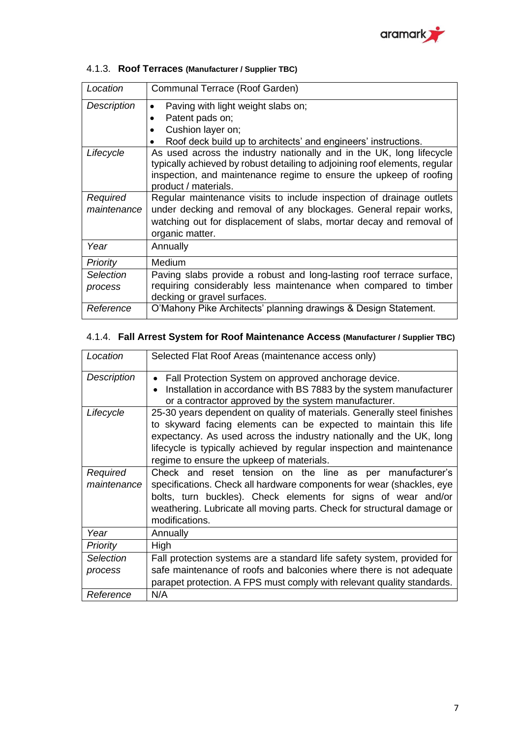#### 4.1.3. **Roof Terraces** (Manufacturer / Supplier TBC)

| *Location* | Communal Terrace (Roof Garden) |
|---|---|
| *Description* | • Paving with light weight slabs on;<br>• Patent pads on;<br>• Cushion layer on;<br>• Roof deck build up to architects' and engineers' instructions. |
| *Lifecycle* | As used across the industry nationally and in the UK, long lifecycle typically achieved by robust detailing to adjoining roof elements, regular inspection, and maintenance regime to ensure the upkeep of roofing product / materials. |
| *Required maintenance* | Regular maintenance visits to include inspection of drainage outlets under decking and removal of any blockages. General repair works, watching out for displacement of slabs, mortar decay and removal of organic matter. |
| *Year* | Annually |
| *Priority* | Medium |
| *Selection process* | Paving slabs provide a robust and long-lasting roof terrace surface, requiring considerably less maintenance when compared to timber decking or gravel surfaces. |
| *Reference* | O'Mahony Pike Architects' planning drawings & Design Statement. |

#### 4.1.4. **Fall Arrest System for Roof Maintenance Access** (Manufacturer / Supplier TBC)

| *Location* | Selected Flat Roof Areas (maintenance access only) |
|---|---|
| *Description* | • Fall Protection System on approved anchorage device.<br>• Installation in accordance with BS 7883 by the system manufacturer or a contractor approved by the system manufacturer. |
| *Lifecycle* | 25-30 years dependent on quality of materials. Generally steel finishes to skyward facing elements can be expected to maintain this life expectancy. As used across the industry nationally and the UK, long lifecycle is typically achieved by regular inspection and maintenance regime to ensure the upkeep of materials. |
| *Required maintenance* | Check and reset tension on the line as per manufacturer's specifications. Check all hardware components for wear (shackles, eye bolts, turn buckles). Check elements for signs of wear and/or weathering. Lubricate all moving parts. Check for structural damage or modifications. |
| *Year* | Annually |
| *Priority* | High |
| *Selection process* | Fall protection systems are a standard life safety system, provided for safe maintenance of roofs and balconies where there is not adequate parapet protection. A FPS must comply with relevant quality standards. |
| *Reference* | N/A |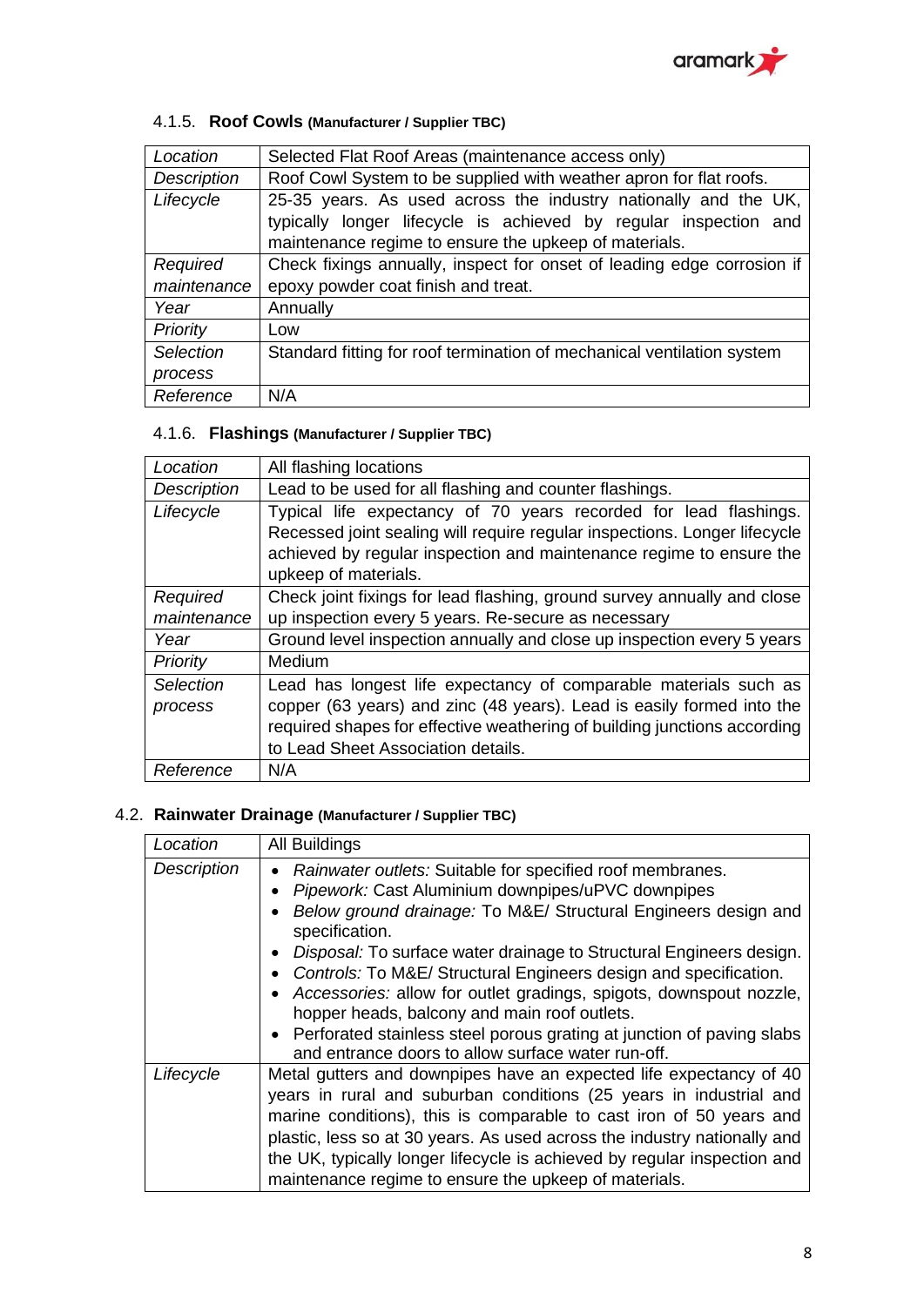#### 4.1.5. **Roof Cowls** (Manufacturer / Supplier TBC)

| *Location* | Selected Flat Roof Areas (maintenance access only) |
|---|---|
| *Description* | Roof Cowl System to be supplied with weather apron for flat roofs. |
| *Lifecycle* | 25-35 years. As used across the industry nationally and the UK, typically longer lifecycle is achieved by regular inspection and maintenance regime to ensure the upkeep of materials. |
| *Required maintenance* | Check fixings annually, inspect for onset of leading edge corrosion if epoxy powder coat finish and treat. |
| *Year* | Annually |
| *Priority* | Low |
| *Selection process* | Standard fitting for roof termination of mechanical ventilation system |
| *Reference* | N/A |

#### 4.1.6. **Flashings** (Manufacturer / Supplier TBC)

| *Location* | All flashing locations |
|---|---|
| *Description* | Lead to be used for all flashing and counter flashings. |
| *Lifecycle* | Typical life expectancy of 70 years recorded for lead flashings. Recessed joint sealing will require regular inspections. Longer lifecycle achieved by regular inspection and maintenance regime to ensure the upkeep of materials. |
| *Required maintenance* | Check joint fixings for lead flashing, ground survey annually and close up inspection every 5 years. Re-secure as necessary |
| *Year* | Ground level inspection annually and close up inspection every 5 years |
| *Priority* | Medium |
| *Selection process* | Lead has longest life expectancy of comparable materials such as copper (63 years) and zinc (48 years). Lead is easily formed into the required shapes for effective weathering of building junctions according to Lead Sheet Association details. |
| *Reference* | N/A |

### 4.2. **Rainwater Drainage** (Manufacturer / Supplier TBC)

| *Location* | All Buildings |
|---|---|
| *Description* | • *Rainwater outlets:* Suitable for specified roof membranes.<br>• *Pipework:* Cast Aluminium downpipes/uPVC downpipes<br>• *Below ground drainage:* To M&E/ Structural Engineers design and specification.<br>• *Disposal:* To surface water drainage to Structural Engineers design.<br>• *Controls:* To M&E/ Structural Engineers design and specification.<br>• *Accessories:* allow for outlet gradings, spigots, downspout nozzle, hopper heads, balcony and main roof outlets.<br>• Perforated stainless steel porous grating at junction of paving slabs and entrance doors to allow surface water run-off. |
| *Lifecycle* | Metal gutters and downpipes have an expected life expectancy of 40 years in rural and suburban conditions (25 years in industrial and marine conditions), this is comparable to cast iron of 50 years and plastic, less so at 30 years. As used across the industry nationally and the UK, typically longer lifecycle is achieved by regular inspection and maintenance regime to ensure the upkeep of materials. |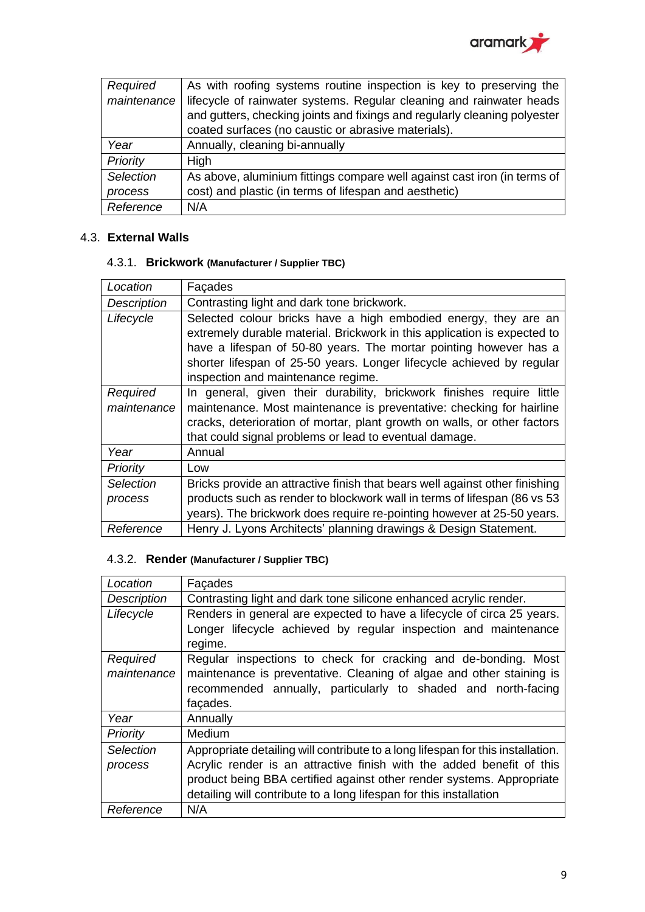| | |
|---|---|
| *Required maintenance* | As with roofing systems routine inspection is key to preserving the lifecycle of rainwater systems. Regular cleaning and rainwater heads and gutters, checking joints and fixings and regularly cleaning polyester coated surfaces (no caustic or abrasive materials). |
| *Year* | Annually, cleaning bi-annually |
| *Priority* | High |
| *Selection process* | As above, aluminium fittings compare well against cast iron (in terms of cost) and plastic (in terms of lifespan and aesthetic) |
| *Reference* | N/A |

## 4.3. **External Walls**

### 4.3.1. **Brickwork (Manufacturer / Supplier TBC)**

| | |
|---|---|
| *Location* | Façades |
| *Description* | Contrasting light and dark tone brickwork. |
| *Lifecycle* | Selected colour bricks have a high embodied energy, they are an extremely durable material. Brickwork in this application is expected to have a lifespan of 50-80 years. The mortar pointing however has a shorter lifespan of 25-50 years. Longer lifecycle achieved by regular inspection and maintenance regime. |
| *Required maintenance* | In general, given their durability, brickwork finishes require little maintenance. Most maintenance is preventative: checking for hairline cracks, deterioration of mortar, plant growth on walls, or other factors that could signal problems or lead to eventual damage. |
| *Year* | Annual |
| *Priority* | Low |
| *Selection process* | Bricks provide an attractive finish that bears well against other finishing products such as render to blockwork wall in terms of lifespan (86 vs 53 years). The brickwork does require re-pointing however at 25-50 years. |
| *Reference* | Henry J. Lyons Architects' planning drawings & Design Statement. |

### 4.3.2. **Render (Manufacturer / Supplier TBC)**

| | |
|---|---|
| *Location* | Façades |
| *Description* | Contrasting light and dark tone silicone enhanced acrylic render. |
| *Lifecycle* | Renders in general are expected to have a lifecycle of circa 25 years. Longer lifecycle achieved by regular inspection and maintenance regime. |
| *Required maintenance* | Regular inspections to check for cracking and de-bonding. Most maintenance is preventative. Cleaning of algae and other staining is recommended annually, particularly to shaded and north-facing façades. |
| *Year* | Annually |
| *Priority* | Medium |
| *Selection process* | Appropriate detailing will contribute to a long lifespan for this installation. Acrylic render is an attractive finish with the added benefit of this product being BBA certified against other render systems. Appropriate detailing will contribute to a long lifespan for this installation |
| *Reference* | N/A |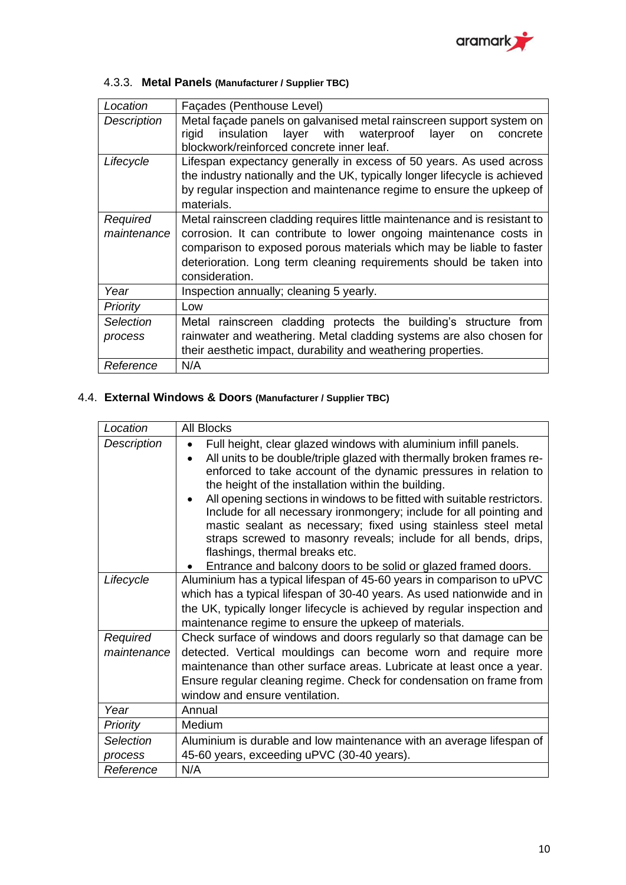#### 4.3.3. **Metal Panels** **(Manufacturer / Supplier TBC)**

| *Location* | Façades (Penthouse Level) |
|---|---|
| *Description* | Metal façade panels on galvanised metal rainscreen support system on rigid insulation layer with waterproof layer on concrete blockwork/reinforced concrete inner leaf. |
| *Lifecycle* | Lifespan expectancy generally in excess of 50 years. As used across the industry nationally and the UK, typically longer lifecycle is achieved by regular inspection and maintenance regime to ensure the upkeep of materials. |
| *Required maintenance* | Metal rainscreen cladding requires little maintenance and is resistant to corrosion. It can contribute to lower ongoing maintenance costs in comparison to exposed porous materials which may be liable to faster deterioration. Long term cleaning requirements should be taken into consideration. |
| *Year* | Inspection annually; cleaning 5 yearly. |
| *Priority* | Low |
| *Selection process* | Metal rainscreen cladding protects the building's structure from rainwater and weathering. Metal cladding systems are also chosen for their aesthetic impact, durability and weathering properties. |
| *Reference* | N/A |

### 4.4. **External Windows & Doors** **(Manufacturer / Supplier TBC)**

| *Location* | All Blocks |
|---|---|
| *Description* | • Full height, clear glazed windows with aluminium infill panels.<br>• All units to be double/triple glazed with thermally broken frames re-enforced to take account of the dynamic pressures in relation to the height of the installation within the building.<br>• All opening sections in windows to be fitted with suitable restrictors. Include for all necessary ironmongery; include for all pointing and mastic sealant as necessary; fixed using stainless steel metal straps screwed to masonry reveals; include for all bends, drips, flashings, thermal breaks etc.<br>• Entrance and balcony doors to be solid or glazed framed doors. |
| *Lifecycle* | Aluminium has a typical lifespan of 45-60 years in comparison to uPVC which has a typical lifespan of 30-40 years. As used nationwide and in the UK, typically longer lifecycle is achieved by regular inspection and maintenance regime to ensure the upkeep of materials. |
| *Required maintenance* | Check surface of windows and doors regularly so that damage can be detected. Vertical mouldings can become worn and require more maintenance than other surface areas. Lubricate at least once a year. Ensure regular cleaning regime. Check for condensation on frame from window and ensure ventilation. |
| *Year* | Annual |
| *Priority* | Medium |
| *Selection process* | Aluminium is durable and low maintenance with an average lifespan of 45-60 years, exceeding uPVC (30-40 years). |
| *Reference* | N/A |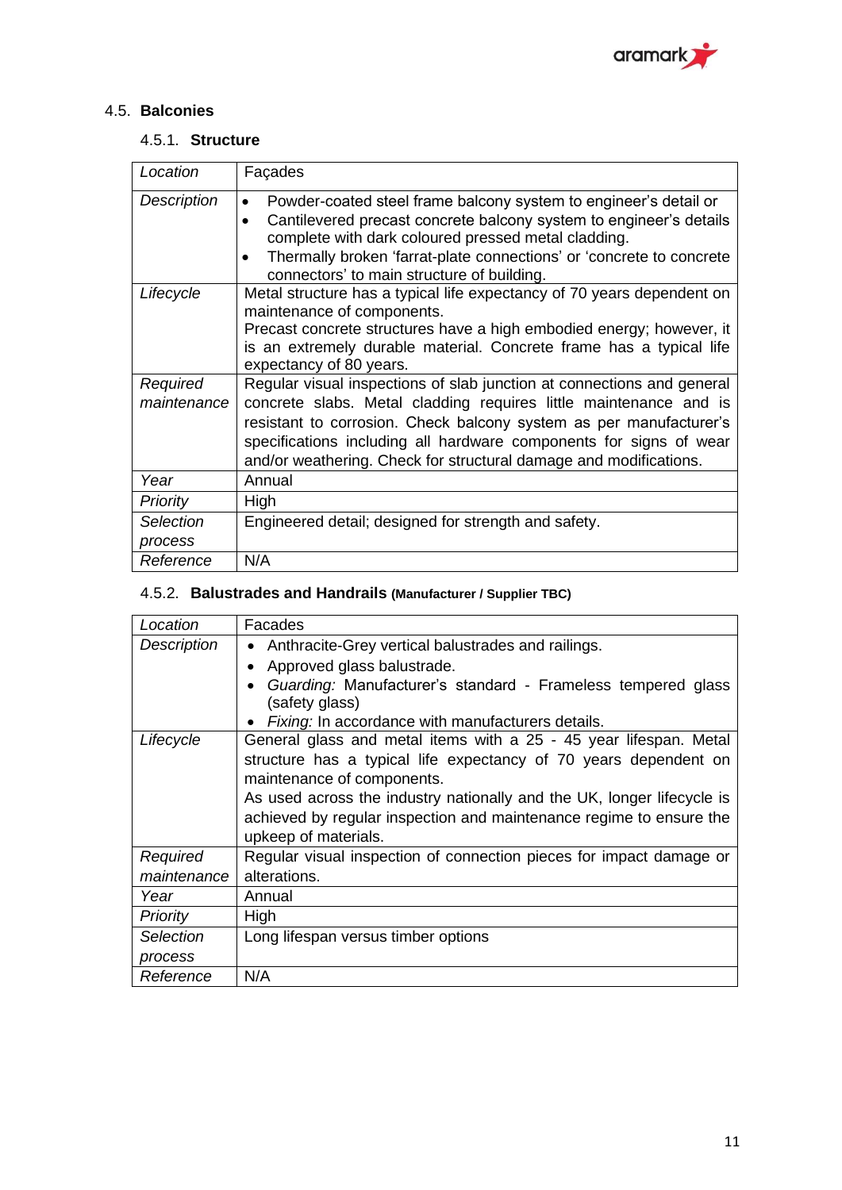## 4.5. Balconies

### 4.5.1. Structure

| *Location* | Façades |
|---|---|
| *Description* | • Powder-coated steel frame balcony system to engineer's detail or<br>• Cantilevered precast concrete balcony system to engineer's details complete with dark coloured pressed metal cladding.<br>• Thermally broken 'farrat-plate connections' or 'concrete to concrete connectors' to main structure of building. |
| *Lifecycle* | Metal structure has a typical life expectancy of 70 years dependent on maintenance of components.<br>Precast concrete structures have a high embodied energy; however, it is an extremely durable material. Concrete frame has a typical life expectancy of 80 years. |
| *Required maintenance* | Regular visual inspections of slab junction at connections and general concrete slabs. Metal cladding requires little maintenance and is resistant to corrosion. Check balcony system as per manufacturer's specifications including all hardware components for signs of wear and/or weathering. Check for structural damage and modifications. |
| *Year* | Annual |
| *Priority* | High |
| *Selection process* | Engineered detail; designed for strength and safety. |
| *Reference* | N/A |

### 4.5.2. Balustrades and Handrails (Manufacturer / Supplier TBC)

| *Location* | Facades |
|---|---|
| *Description* | • Anthracite-Grey vertical balustrades and railings.<br>• Approved glass balustrade.<br>• *Guarding:* Manufacturer's standard - Frameless tempered glass (safety glass)<br>• *Fixing:* In accordance with manufacturers details. |
| *Lifecycle* | General glass and metal items with a 25 - 45 year lifespan. Metal structure has a typical life expectancy of 70 years dependent on maintenance of components.<br>As used across the industry nationally and the UK, longer lifecycle is achieved by regular inspection and maintenance regime to ensure the upkeep of materials. |
| *Required maintenance* | Regular visual inspection of connection pieces for impact damage or alterations. |
| *Year* | Annual |
| *Priority* | High |
| *Selection process* | Long lifespan versus timber options |
| *Reference* | N/A |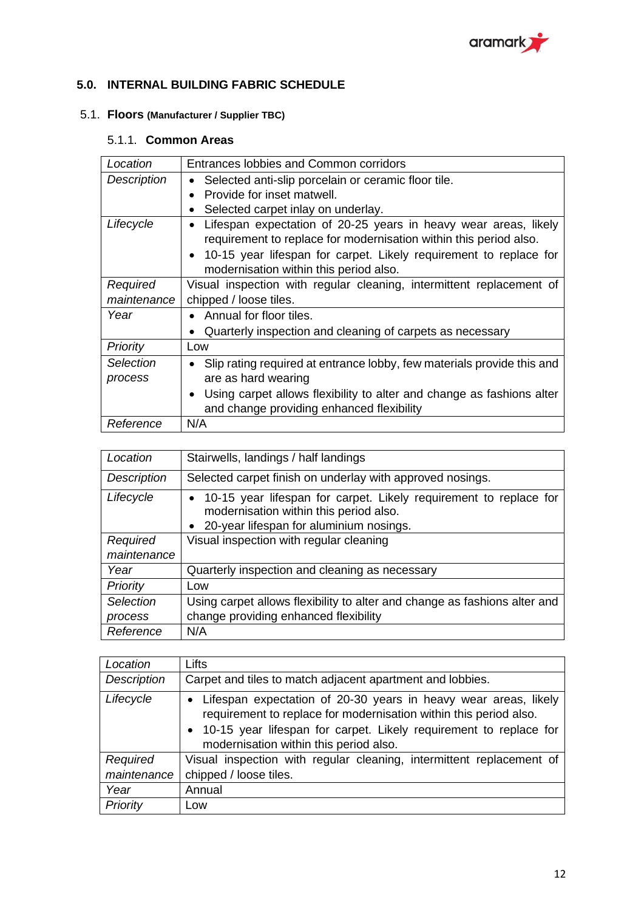## 5.0. INTERNAL BUILDING FABRIC SCHEDULE

### 5.1. Floors (Manufacturer / Supplier TBC)

#### 5.1.1. Common Areas

| *Location* | Entrances lobbies and Common corridors |
|---|---|
| *Description* | • Selected anti-slip porcelain or ceramic floor tile.<br>• Provide for inset matwell.<br>• Selected carpet inlay on underlay. |
| *Lifecycle* | • Lifespan expectation of 20-25 years in heavy wear areas, likely requirement to replace for modernisation within this period also.<br>• 10-15 year lifespan for carpet. Likely requirement to replace for modernisation within this period also. |
| *Required maintenance* | Visual inspection with regular cleaning, intermittent replacement of chipped / loose tiles. |
| *Year* | • Annual for floor tiles.<br>• Quarterly inspection and cleaning of carpets as necessary |
| *Priority* | Low |
| *Selection process* | • Slip rating required at entrance lobby, few materials provide this and are as hard wearing<br>• Using carpet allows flexibility to alter and change as fashions alter and change providing enhanced flexibility |
| *Reference* | N/A |

| *Location* | Stairwells, landings / half landings |
|---|---|
| *Description* | Selected carpet finish on underlay with approved nosings. |
| *Lifecycle* | • 10-15 year lifespan for carpet. Likely requirement to replace for modernisation within this period also.<br>• 20-year lifespan for aluminium nosings. |
| *Required maintenance* | Visual inspection with regular cleaning |
| *Year* | Quarterly inspection and cleaning as necessary |
| *Priority* | Low |
| *Selection process* | Using carpet allows flexibility to alter and change as fashions alter and change providing enhanced flexibility |
| *Reference* | N/A |

| *Location* | Lifts |
|---|---|
| *Description* | Carpet and tiles to match adjacent apartment and lobbies. |
| *Lifecycle* | • Lifespan expectation of 20-30 years in heavy wear areas, likely requirement to replace for modernisation within this period also.<br>• 10-15 year lifespan for carpet. Likely requirement to replace for modernisation within this period also. |
| *Required maintenance* | Visual inspection with regular cleaning, intermittent replacement of chipped / loose tiles. |
| *Year* | Annual |
| *Priority* | Low |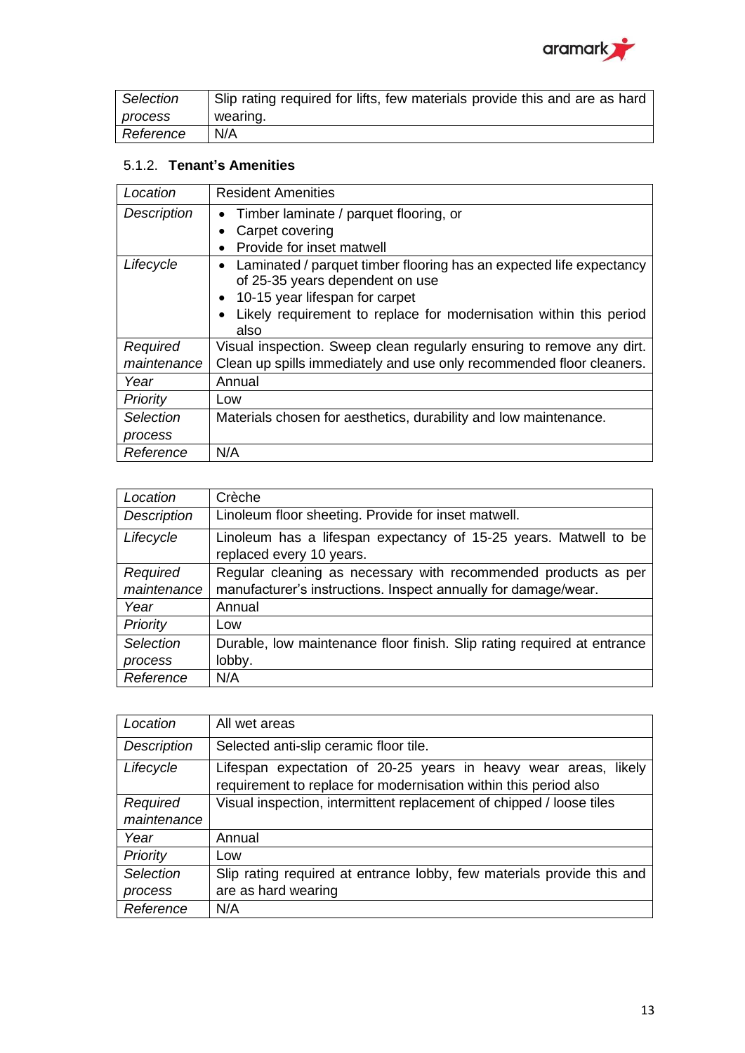| | |
|---|---|
| *Selection process* | Slip rating required for lifts, few materials provide this and are as hard wearing. |
| *Reference* | N/A |

### 5.1.2. **Tenant's Amenities**

| | |
|---|---|
| *Location* | Resident Amenities |
| *Description* | • Timber laminate / parquet flooring, or<br>• Carpet covering<br>• Provide for inset matwell |
| *Lifecycle* | • Laminated / parquet timber flooring has an expected life expectancy of 25-35 years dependent on use<br>• 10-15 year lifespan for carpet<br>• Likely requirement to replace for modernisation within this period also |
| *Required maintenance* | Visual inspection. Sweep clean regularly ensuring to remove any dirt. Clean up spills immediately and use only recommended floor cleaners. |
| *Year* | Annual |
| *Priority* | Low |
| *Selection process* | Materials chosen for aesthetics, durability and low maintenance. |
| *Reference* | N/A |

| | |
|---|---|
| *Location* | Crèche |
| *Description* | Linoleum floor sheeting. Provide for inset matwell. |
| *Lifecycle* | Linoleum has a lifespan expectancy of 15-25 years. Matwell to be replaced every 10 years. |
| *Required maintenance* | Regular cleaning as necessary with recommended products as per manufacturer's instructions. Inspect annually for damage/wear. |
| *Year* | Annual |
| *Priority* | Low |
| *Selection process* | Durable, low maintenance floor finish. Slip rating required at entrance lobby. |
| *Reference* | N/A |

| | |
|---|---|
| *Location* | All wet areas |
| *Description* | Selected anti-slip ceramic floor tile. |
| *Lifecycle* | Lifespan expectation of 20-25 years in heavy wear areas, likely requirement to replace for modernisation within this period also |
| *Required maintenance* | Visual inspection, intermittent replacement of chipped / loose tiles |
| *Year* | Annual |
| *Priority* | Low |
| *Selection process* | Slip rating required at entrance lobby, few materials provide this and are as hard wearing |
| *Reference* | N/A |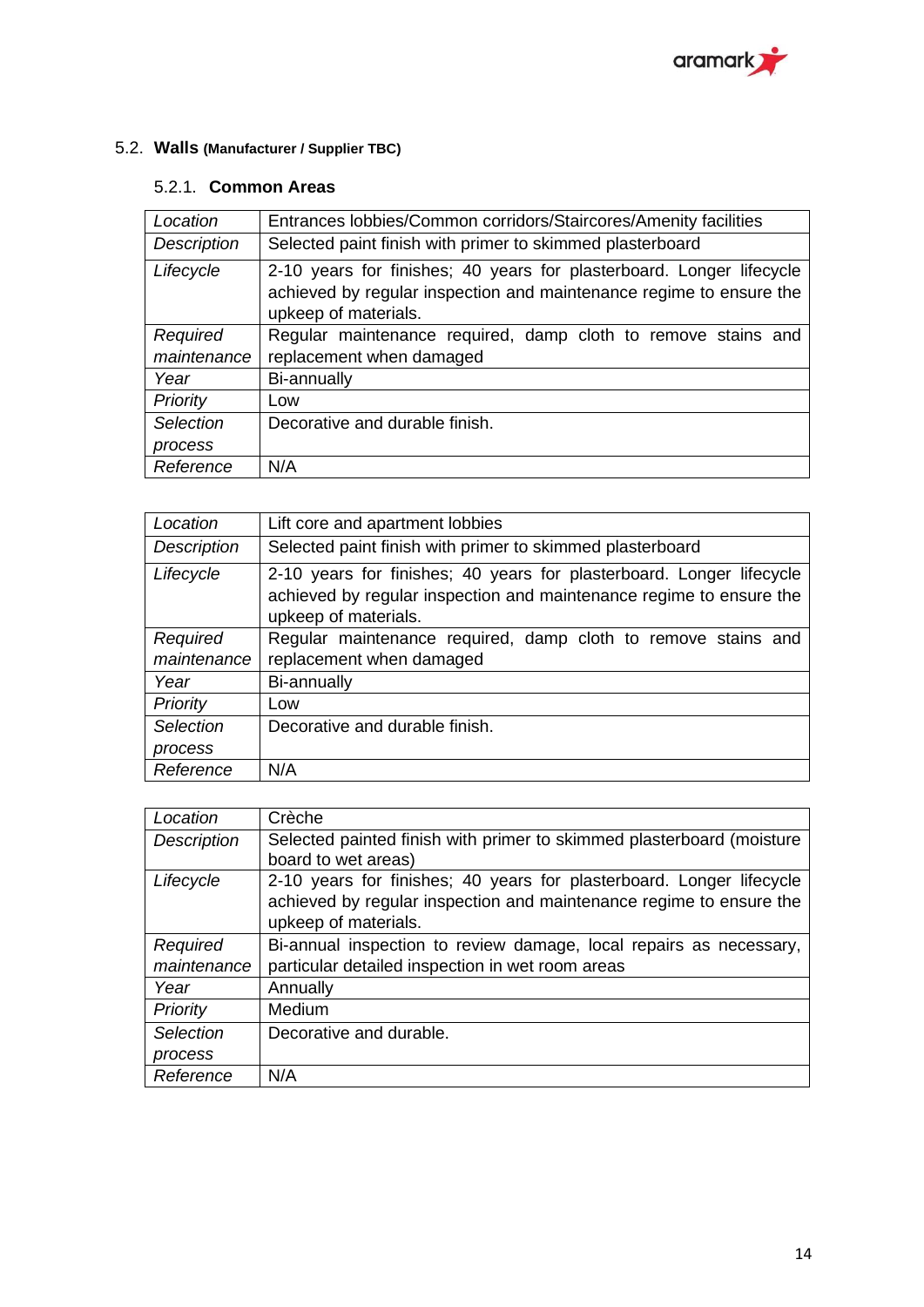## 5.2. Walls (Manufacturer / Supplier TBC)

### 5.2.1. Common Areas

| *Location* | Entrances lobbies/Common corridors/Staircores/Amenity facilities |
|---|---|
| *Description* | Selected paint finish with primer to skimmed plasterboard |
| *Lifecycle* | 2-10 years for finishes; 40 years for plasterboard. Longer lifecycle achieved by regular inspection and maintenance regime to ensure the upkeep of materials. |
| *Required maintenance* | Regular maintenance required, damp cloth to remove stains and replacement when damaged |
| *Year* | Bi-annually |
| *Priority* | Low |
| *Selection process* | Decorative and durable finish. |
| *Reference* | N/A |

| *Location* | Lift core and apartment lobbies |
|---|---|
| *Description* | Selected paint finish with primer to skimmed plasterboard |
| *Lifecycle* | 2-10 years for finishes; 40 years for plasterboard. Longer lifecycle achieved by regular inspection and maintenance regime to ensure the upkeep of materials. |
| *Required maintenance* | Regular maintenance required, damp cloth to remove stains and replacement when damaged |
| *Year* | Bi-annually |
| *Priority* | Low |
| *Selection process* | Decorative and durable finish. |
| *Reference* | N/A |

| *Location* | Crèche |
|---|---|
| *Description* | Selected painted finish with primer to skimmed plasterboard (moisture board to wet areas) |
| *Lifecycle* | 2-10 years for finishes; 40 years for plasterboard. Longer lifecycle achieved by regular inspection and maintenance regime to ensure the upkeep of materials. |
| *Required maintenance* | Bi-annual inspection to review damage, local repairs as necessary, particular detailed inspection in wet room areas |
| *Year* | Annually |
| *Priority* | Medium |
| *Selection process* | Decorative and durable. |
| *Reference* | N/A |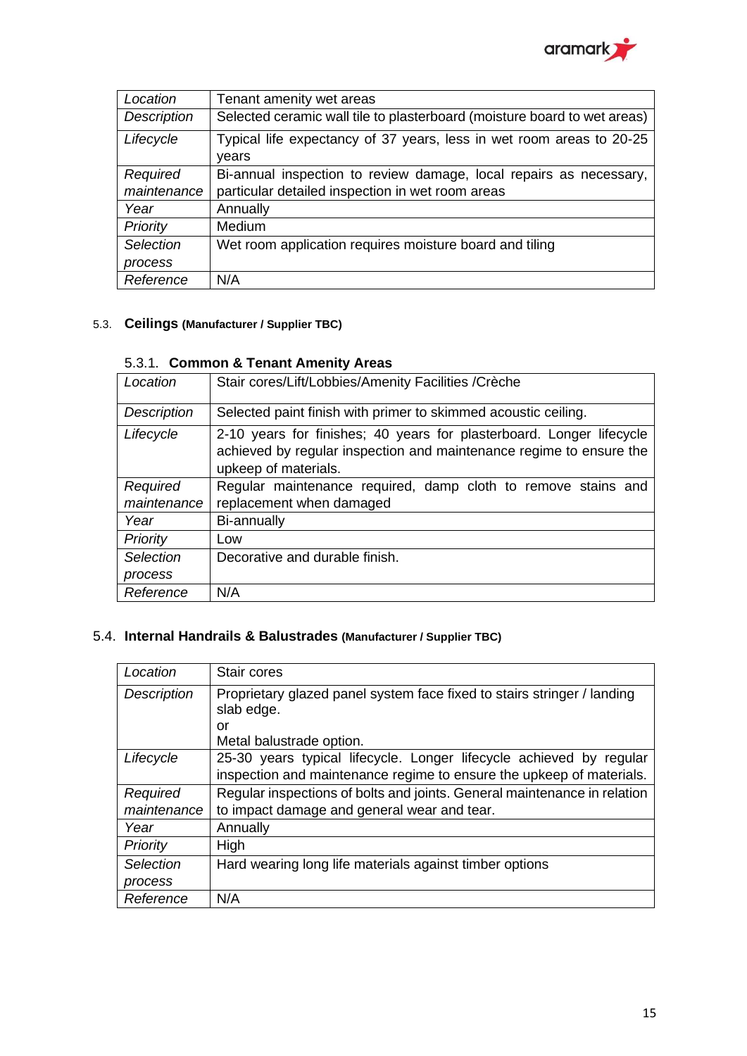| *Location* | Tenant amenity wet areas |
|---|---|
| *Description* | Selected ceramic wall tile to plasterboard (moisture board to wet areas) |
| *Lifecycle* | Typical life expectancy of 37 years, less in wet room areas to 20-25 years |
| *Required maintenance* | Bi-annual inspection to review damage, local repairs as necessary, particular detailed inspection in wet room areas |
| *Year* | Annually |
| *Priority* | Medium |
| *Selection process* | Wet room application requires moisture board and tiling |
| *Reference* | N/A |

## 5.3. Ceilings (Manufacturer / Supplier TBC)

### 5.3.1. Common & Tenant Amenity Areas

| *Location* | Stair cores/Lift/Lobbies/Amenity Facilities /Crèche |
|---|---|
| *Description* | Selected paint finish with primer to skimmed acoustic ceiling. |
| *Lifecycle* | 2-10 years for finishes; 40 years for plasterboard. Longer lifecycle achieved by regular inspection and maintenance regime to ensure the upkeep of materials. |
| *Required maintenance* | Regular maintenance required, damp cloth to remove stains and replacement when damaged |
| *Year* | Bi-annually |
| *Priority* | Low |
| *Selection process* | Decorative and durable finish. |
| *Reference* | N/A |

## 5.4. Internal Handrails & Balustrades (Manufacturer / Supplier TBC)

| *Location* | Stair cores |
|---|---|
| *Description* | Proprietary glazed panel system face fixed to stairs stringer / landing slab edge.<br>or<br>Metal balustrade option. |
| *Lifecycle* | 25-30 years typical lifecycle. Longer lifecycle achieved by regular inspection and maintenance regime to ensure the upkeep of materials. |
| *Required maintenance* | Regular inspections of bolts and joints. General maintenance in relation to impact damage and general wear and tear. |
| *Year* | Annually |
| *Priority* | High |
| *Selection process* | Hard wearing long life materials against timber options |
| *Reference* | N/A |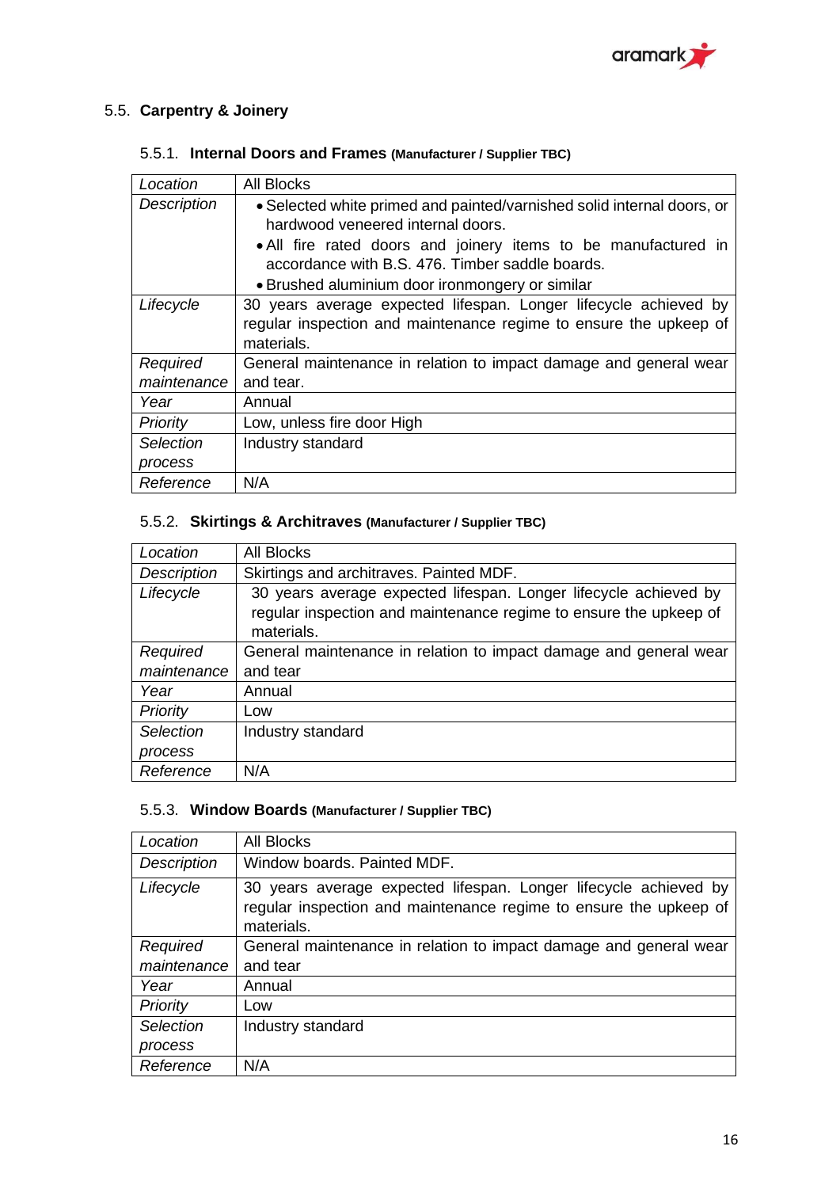## 5.5. Carpentry & Joinery

### 5.5.1. Internal Doors and Frames (Manufacturer / Supplier TBC)

| | |
|---|---|
| *Location* | All Blocks |
| *Description* | • Selected white primed and painted/varnished solid internal doors, or hardwood veneered internal doors.<br>• All fire rated doors and joinery items to be manufactured in accordance with B.S. 476. Timber saddle boards.<br>• Brushed aluminium door ironmongery or similar |
| *Lifecycle* | 30 years average expected lifespan. Longer lifecycle achieved by regular inspection and maintenance regime to ensure the upkeep of materials. |
| *Required maintenance* | General maintenance in relation to impact damage and general wear and tear. |
| *Year* | Annual |
| *Priority* | Low, unless fire door High |
| *Selection process* | Industry standard |
| *Reference* | N/A |

### 5.5.2. Skirtings & Architraves (Manufacturer / Supplier TBC)

| | |
|---|---|
| *Location* | All Blocks |
| *Description* | Skirtings and architraves. Painted MDF. |
| *Lifecycle* | 30 years average expected lifespan. Longer lifecycle achieved by regular inspection and maintenance regime to ensure the upkeep of materials. |
| *Required maintenance* | General maintenance in relation to impact damage and general wear and tear |
| *Year* | Annual |
| *Priority* | Low |
| *Selection process* | Industry standard |
| *Reference* | N/A |

### 5.5.3. Window Boards (Manufacturer / Supplier TBC)

| | |
|---|---|
| *Location* | All Blocks |
| *Description* | Window boards. Painted MDF. |
| *Lifecycle* | 30 years average expected lifespan. Longer lifecycle achieved by regular inspection and maintenance regime to ensure the upkeep of materials. |
| *Required maintenance* | General maintenance in relation to impact damage and general wear and tear |
| *Year* | Annual |
| *Priority* | Low |
| *Selection process* | Industry standard |
| *Reference* | N/A |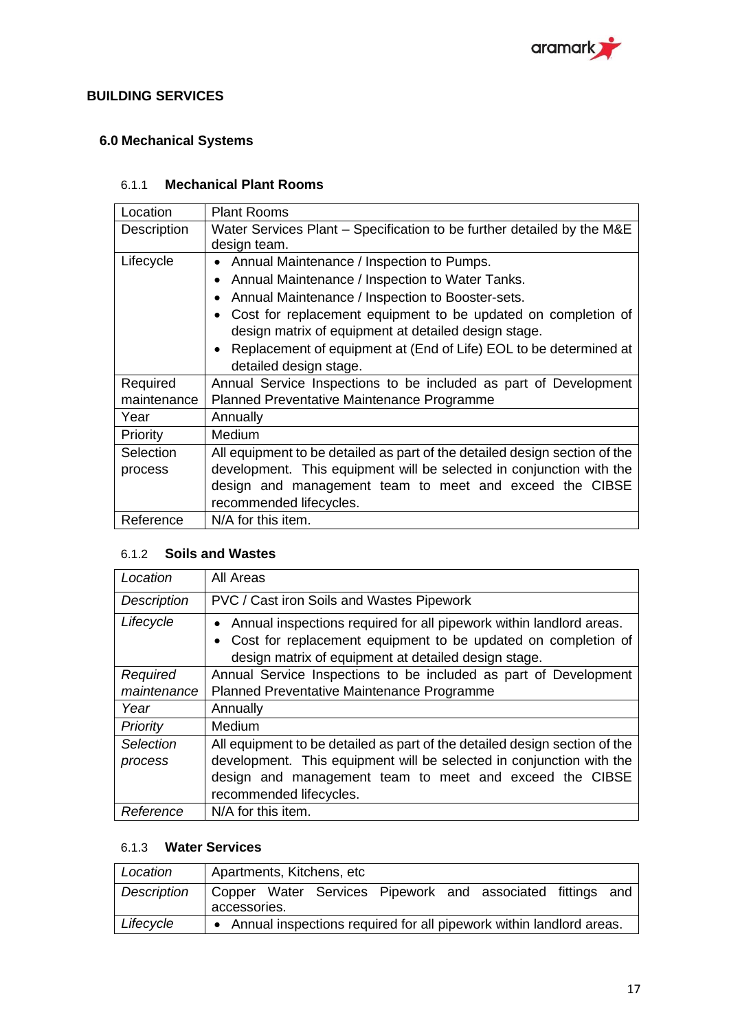## BUILDING SERVICES

### 6.0 Mechanical Systems

#### 6.1.1 Mechanical Plant Rooms

| Location | Plant Rooms |
|---|---|
| Description | Water Services Plant – Specification to be further detailed by the M&E design team. |
| Lifecycle | • Annual Maintenance / Inspection to Pumps.<br>• Annual Maintenance / Inspection to Water Tanks.<br>• Annual Maintenance / Inspection to Booster-sets.<br>• Cost for replacement equipment to be updated on completion of design matrix of equipment at detailed design stage.<br>• Replacement of equipment at (End of Life) EOL to be determined at detailed design stage. |
| Required maintenance | Annual Service Inspections to be included as part of Development Planned Preventative Maintenance Programme |
| Year | Annually |
| Priority | Medium |
| Selection process | All equipment to be detailed as part of the detailed design section of the development. This equipment will be selected in conjunction with the design and management team to meet and exceed the CIBSE recommended lifecycles. |
| Reference | N/A for this item. |

#### 6.1.2 Soils and Wastes

| *Location* | All Areas |
|---|---|
| *Description* | PVC / Cast iron Soils and Wastes Pipework |
| *Lifecycle* | • Annual inspections required for all pipework within landlord areas.<br>• Cost for replacement equipment to be updated on completion of design matrix of equipment at detailed design stage. |
| *Required maintenance* | Annual Service Inspections to be included as part of Development Planned Preventative Maintenance Programme |
| *Year* | Annually |
| *Priority* | Medium |
| *Selection process* | All equipment to be detailed as part of the detailed design section of the development. This equipment will be selected in conjunction with the design and management team to meet and exceed the CIBSE recommended lifecycles. |
| *Reference* | N/A for this item. |

#### 6.1.3 Water Services

| *Location* | Apartments, Kitchens, etc |
|---|---|
| *Description* | Copper Water Services Pipework and associated fittings and accessories. |
| *Lifecycle* | • Annual inspections required for all pipework within landlord areas. |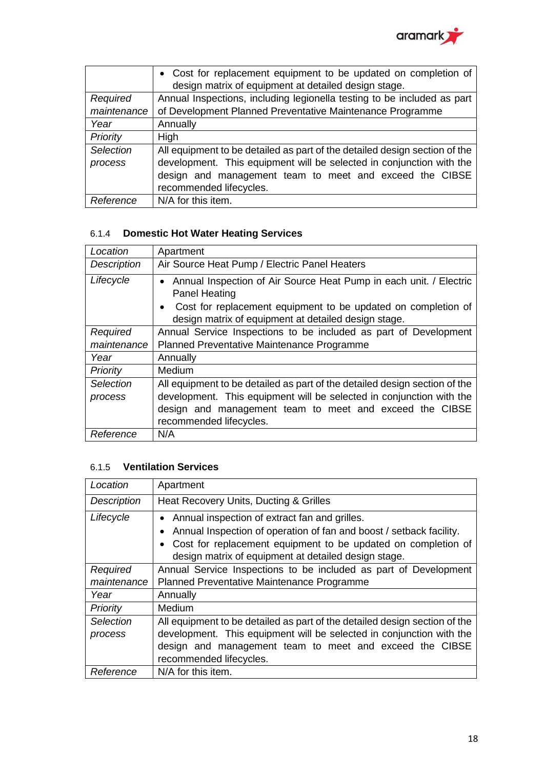| | |
|---|---|
| | • Cost for replacement equipment to be updated on completion of design matrix of equipment at detailed design stage. |
| *Required maintenance* | Annual Inspections, including legionella testing to be included as part of Development Planned Preventative Maintenance Programme |
| *Year* | Annually |
| *Priority* | High |
| *Selection process* | All equipment to be detailed as part of the detailed design section of the development. This equipment will be selected in conjunction with the design and management team to meet and exceed the CIBSE recommended lifecycles. |
| *Reference* | N/A for this item. |

#### 6.1.4 **Domestic Hot Water Heating Services**

| | |
|---|---|
| *Location* | Apartment |
| *Description* | Air Source Heat Pump / Electric Panel Heaters |
| *Lifecycle* | • Annual Inspection of Air Source Heat Pump in each unit. / Electric Panel Heating<br>• Cost for replacement equipment to be updated on completion of design matrix of equipment at detailed design stage. |
| *Required maintenance* | Annual Service Inspections to be included as part of Development Planned Preventative Maintenance Programme |
| *Year* | Annually |
| *Priority* | Medium |
| *Selection process* | All equipment to be detailed as part of the detailed design section of the development. This equipment will be selected in conjunction with the design and management team to meet and exceed the CIBSE recommended lifecycles. |
| *Reference* | N/A |

#### 6.1.5 **Ventilation Services**

| | |
|---|---|
| *Location* | Apartment |
| *Description* | Heat Recovery Units, Ducting & Grilles |
| *Lifecycle* | • Annual inspection of extract fan and grilles.<br>• Annual Inspection of operation of fan and boost / setback facility.<br>• Cost for replacement equipment to be updated on completion of design matrix of equipment at detailed design stage. |
| *Required maintenance* | Annual Service Inspections to be included as part of Development Planned Preventative Maintenance Programme |
| *Year* | Annually |
| *Priority* | Medium |
| *Selection process* | All equipment to be detailed as part of the detailed design section of the development. This equipment will be selected in conjunction with the design and management team to meet and exceed the CIBSE recommended lifecycles. |
| *Reference* | N/A for this item. |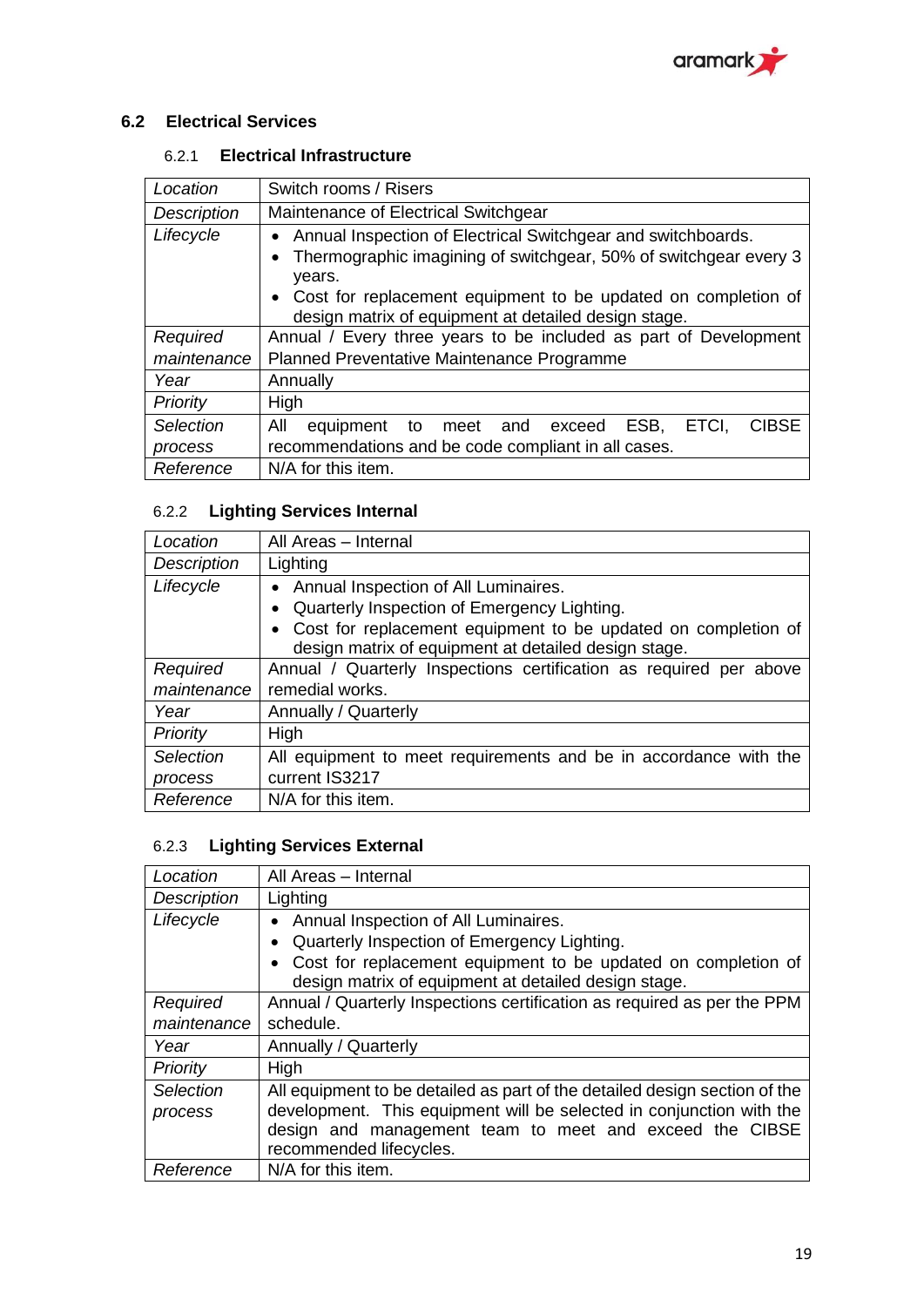## 6.2 Electrical Services

### 6.2.1 Electrical Infrastructure

| | |
|---|---|
| *Location* | Switch rooms / Risers |
| *Description* | Maintenance of Electrical Switchgear |
| *Lifecycle* | • Annual Inspection of Electrical Switchgear and switchboards.<br>• Thermographic imagining of switchgear, 50% of switchgear every 3 years.<br>• Cost for replacement equipment to be updated on completion of design matrix of equipment at detailed design stage. |
| *Required maintenance* | Annual / Every three years to be included as part of Development Planned Preventative Maintenance Programme |
| *Year* | Annually |
| *Priority* | High |
| *Selection process* | All equipment to meet and exceed ESB, ETCI, CIBSE recommendations and be code compliant in all cases. |
| *Reference* | N/A for this item. |

### 6.2.2 Lighting Services Internal

| | |
|---|---|
| *Location* | All Areas – Internal |
| *Description* | Lighting |
| *Lifecycle* | • Annual Inspection of All Luminaires.<br>• Quarterly Inspection of Emergency Lighting.<br>• Cost for replacement equipment to be updated on completion of design matrix of equipment at detailed design stage. |
| *Required maintenance* | Annual / Quarterly Inspections certification as required per above remedial works. |
| *Year* | Annually / Quarterly |
| *Priority* | High |
| *Selection process* | All equipment to meet requirements and be in accordance with the current IS3217 |
| *Reference* | N/A for this item. |

### 6.2.3 Lighting Services External

| | |
|---|---|
| *Location* | All Areas – Internal |
| *Description* | Lighting |
| *Lifecycle* | • Annual Inspection of All Luminaires.<br>• Quarterly Inspection of Emergency Lighting.<br>• Cost for replacement equipment to be updated on completion of design matrix of equipment at detailed design stage. |
| *Required maintenance* | Annual / Quarterly Inspections certification as required as per the PPM schedule. |
| *Year* | Annually / Quarterly |
| *Priority* | High |
| *Selection process* | All equipment to be detailed as part of the detailed design section of the development. This equipment will be selected in conjunction with the design and management team to meet and exceed the CIBSE recommended lifecycles. |
| *Reference* | N/A for this item. |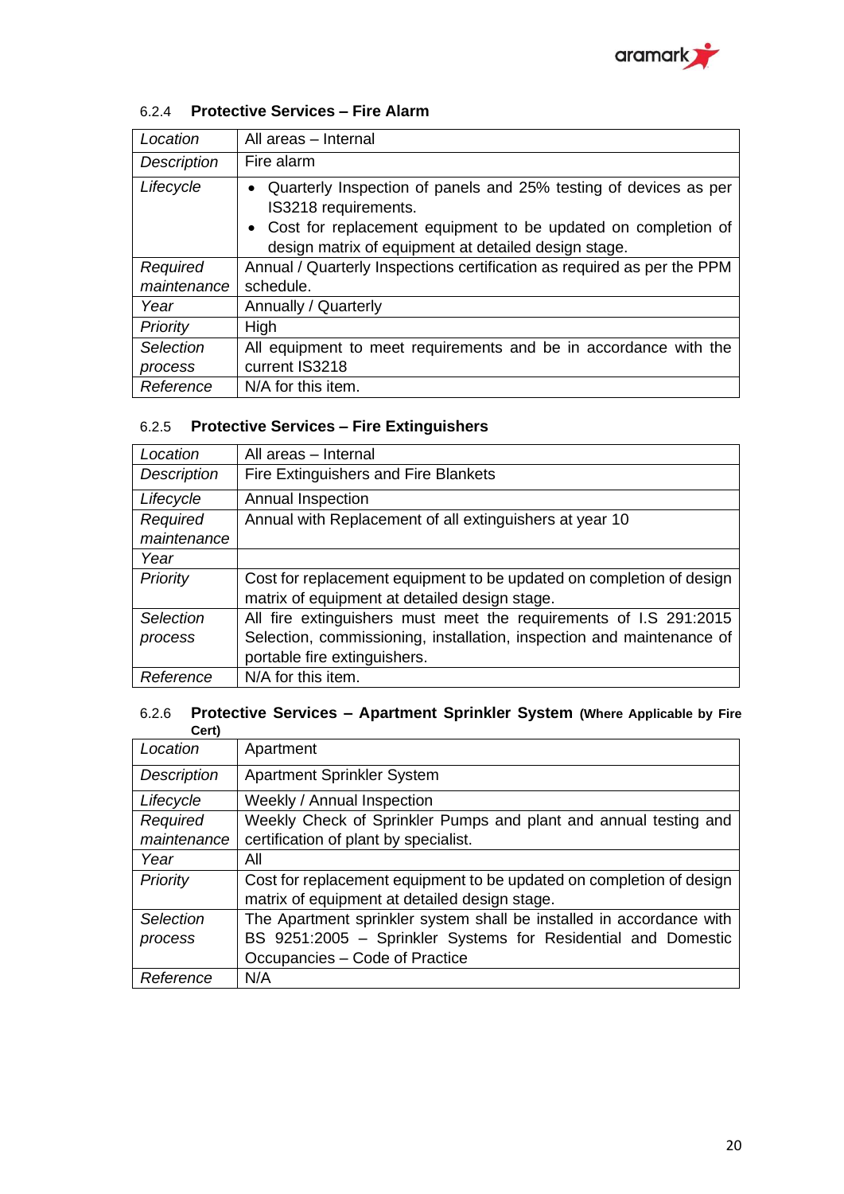#### 6.2.4 Protective Services – Fire Alarm

| | |
|---|---|
| *Location* | All areas – Internal |
| *Description* | Fire alarm |
| *Lifecycle* | • Quarterly Inspection of panels and 25% testing of devices as per IS3218 requirements.<br>• Cost for replacement equipment to be updated on completion of design matrix of equipment at detailed design stage. |
| *Required maintenance* | Annual / Quarterly Inspections certification as required as per the PPM schedule. |
| *Year* | Annually / Quarterly |
| *Priority* | High |
| *Selection process* | All equipment to meet requirements and be in accordance with the current IS3218 |
| *Reference* | N/A for this item. |

#### 6.2.5 Protective Services – Fire Extinguishers

| | |
|---|---|
| *Location* | All areas – Internal |
| *Description* | Fire Extinguishers and Fire Blankets |
| *Lifecycle* | Annual Inspection |
| *Required maintenance* | Annual with Replacement of all extinguishers at year 10 |
| *Year* | |
| *Priority* | Cost for replacement equipment to be updated on completion of design matrix of equipment at detailed design stage. |
| *Selection process* | All fire extinguishers must meet the requirements of I.S 291:2015 Selection, commissioning, installation, inspection and maintenance of portable fire extinguishers. |
| *Reference* | N/A for this item. |

#### 6.2.6 Protective Services – Apartment Sprinkler System (Where Applicable by Fire Cert)

| | |
|---|---|
| *Location* | Apartment |
| *Description* | Apartment Sprinkler System |
| *Lifecycle* | Weekly / Annual Inspection |
| *Required maintenance* | Weekly Check of Sprinkler Pumps and plant and annual testing and certification of plant by specialist. |
| *Year* | All |
| *Priority* | Cost for replacement equipment to be updated on completion of design matrix of equipment at detailed design stage. |
| *Selection process* | The Apartment sprinkler system shall be installed in accordance with BS 9251:2005 – Sprinkler Systems for Residential and Domestic Occupancies – Code of Practice |
| *Reference* | N/A |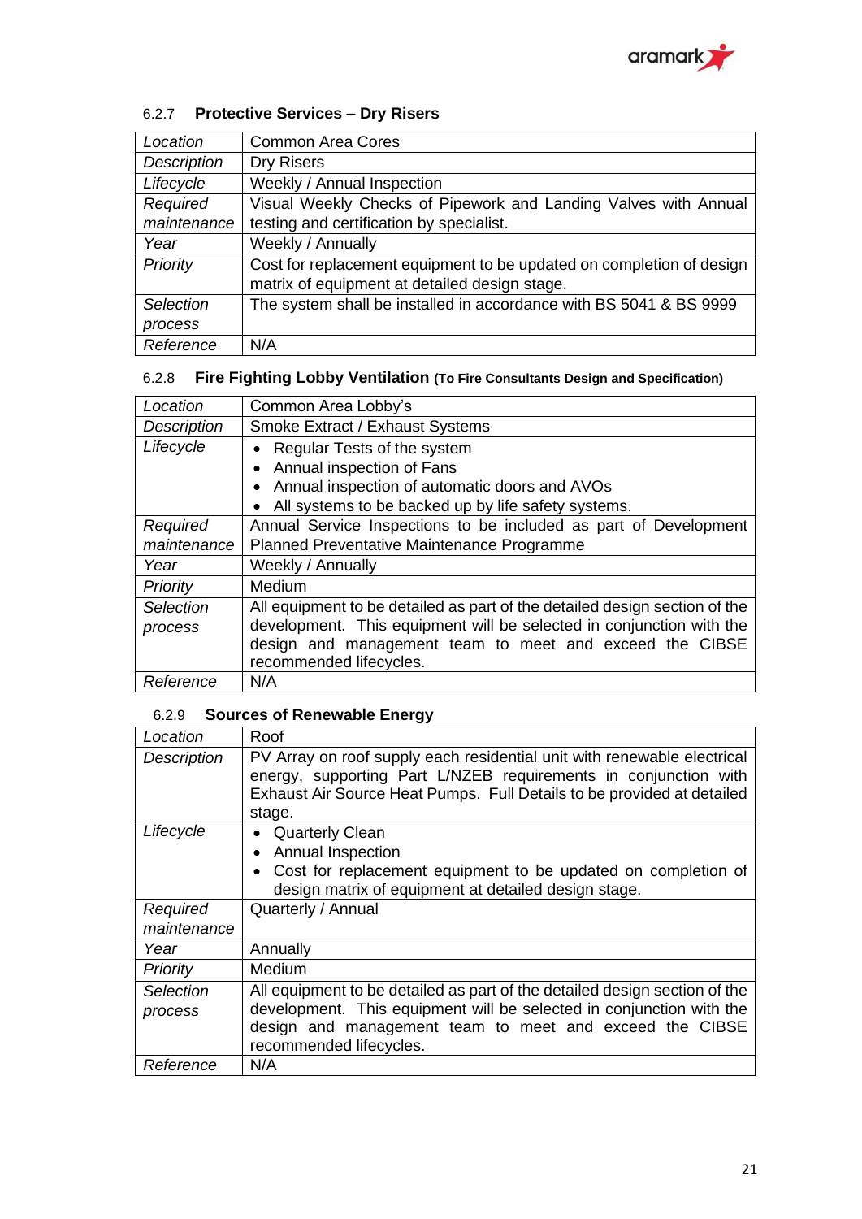### 6.2.7 Protective Services – Dry Risers

| | |
|---|---|
| *Location* | Common Area Cores |
| *Description* | Dry Risers |
| *Lifecycle* | Weekly / Annual Inspection |
| *Required maintenance* | Visual Weekly Checks of Pipework and Landing Valves with Annual testing and certification by specialist. |
| *Year* | Weekly / Annually |
| *Priority* | Cost for replacement equipment to be updated on completion of design matrix of equipment at detailed design stage. |
| *Selection process* | The system shall be installed in accordance with BS 5041 & BS 9999 |
| *Reference* | N/A |

### 6.2.8 Fire Fighting Lobby Ventilation (To Fire Consultants Design and Specification)

| | |
|---|---|
| *Location* | Common Area Lobby's |
| *Description* | Smoke Extract / Exhaust Systems |
| *Lifecycle* | • Regular Tests of the system<br>• Annual inspection of Fans<br>• Annual inspection of automatic doors and AVOs<br>• All systems to be backed up by life safety systems. |
| *Required maintenance* | Annual Service Inspections to be included as part of Development Planned Preventative Maintenance Programme |
| *Year* | Weekly / Annually |
| *Priority* | Medium |
| *Selection process* | All equipment to be detailed as part of the detailed design section of the development. This equipment will be selected in conjunction with the design and management team to meet and exceed the CIBSE recommended lifecycles. |
| *Reference* | N/A |

### 6.2.9 Sources of Renewable Energy

| | |
|---|---|
| *Location* | Roof |
| *Description* | PV Array on roof supply each residential unit with renewable electrical energy, supporting Part L/NZEB requirements in conjunction with Exhaust Air Source Heat Pumps. Full Details to be provided at detailed stage. |
| *Lifecycle* | • Quarterly Clean<br>• Annual Inspection<br>• Cost for replacement equipment to be updated on completion of design matrix of equipment at detailed design stage. |
| *Required maintenance* | Quarterly / Annual |
| *Year* | Annually |
| *Priority* | Medium |
| *Selection process* | All equipment to be detailed as part of the detailed design section of the development. This equipment will be selected in conjunction with the design and management team to meet and exceed the CIBSE recommended lifecycles. |
| *Reference* | N/A |